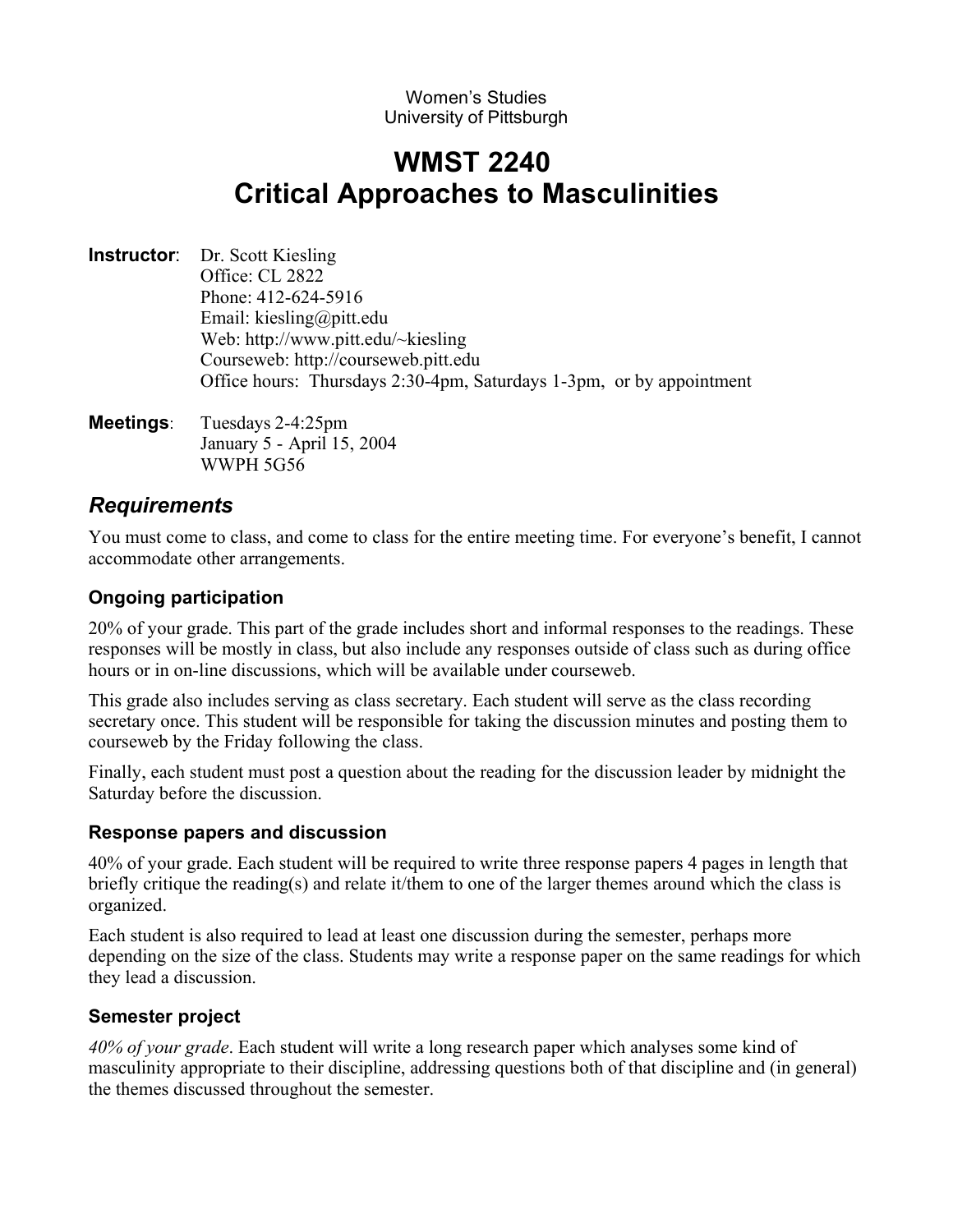Women's Studies
University of Pittsburgh

# WMST 2240
# Critical Approaches to Masculinities

**Instructor**: Dr. Scott Kiesling
Office: CL 2822
Phone: 412-624-5916
Email: kiesling@pitt.edu
Web: http://www.pitt.edu/~kiesling
Courseweb: http://courseweb.pitt.edu
Office hours: Thursdays 2:30-4pm, Saturdays 1-3pm, or by appointment

**Meetings**: Tuesdays 2-4:25pm
January 5 - April 15, 2004
WWPH 5G56

## *Requirements*

You must come to class, and come to class for the entire meeting time. For everyone's benefit, I cannot accommodate other arrangements.

### Ongoing participation

20% of your grade. This part of the grade includes short and informal responses to the readings. These responses will be mostly in class, but also include any responses outside of class such as during office hours or in on-line discussions, which will be available under courseweb.

This grade also includes serving as class secretary. Each student will serve as the class recording secretary once. This student will be responsible for taking the discussion minutes and posting them to courseweb by the Friday following the class.

Finally, each student must post a question about the reading for the discussion leader by midnight the Saturday before the discussion.

### Response papers and discussion

40% of your grade. Each student will be required to write three response papers 4 pages in length that briefly critique the reading(s) and relate it/them to one of the larger themes around which the class is organized.

Each student is also required to lead at least one discussion during the semester, perhaps more depending on the size of the class. Students may write a response paper on the same readings for which they lead a discussion.

### Semester project

*40% of your grade*. Each student will write a long research paper which analyses some kind of masculinity appropriate to their discipline, addressing questions both of that discipline and (in general) the themes discussed throughout the semester.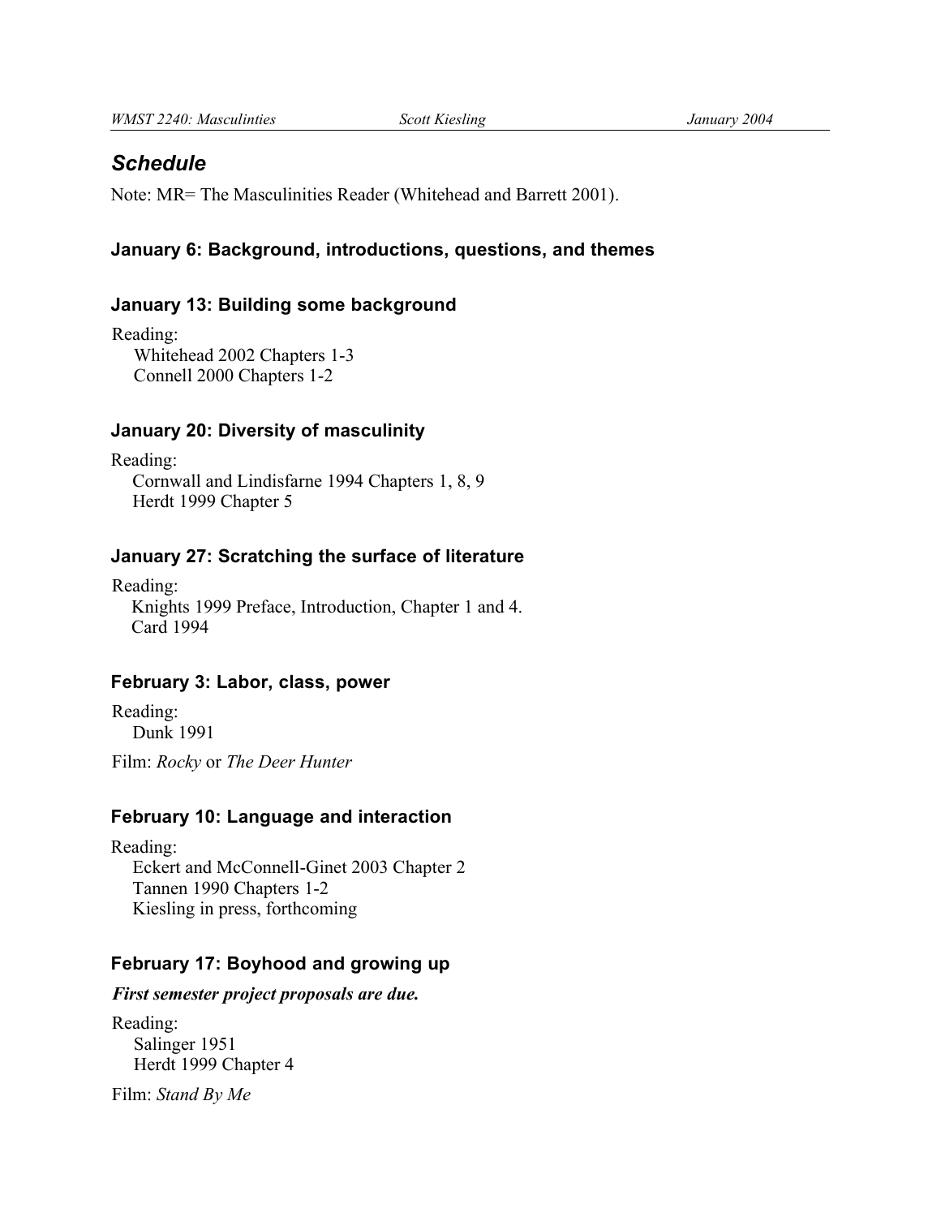## *Schedule*

Note: MR= The Masculinities Reader (Whitehead and Barrett 2001).

### January 6: Background, introductions, questions, and themes

### January 13: Building some background

Reading:
Whitehead 2002 Chapters 1-3
Connell 2000 Chapters 1-2

### January 20: Diversity of masculinity

Reading:
Cornwall and Lindisfarne 1994 Chapters 1, 8, 9
Herdt 1999 Chapter 5

### January 27: Scratching the surface of literature

Reading:
Knights 1999 Preface, Introduction, Chapter 1 and 4.
Card 1994

### February 3: Labor, class, power

Reading:
Dunk 1991

Film: *Rocky* or *The Deer Hunter*

### February 10: Language and interaction

Reading:
Eckert and McConnell-Ginet 2003 Chapter 2
Tannen 1990 Chapters 1-2
Kiesling in press, forthcoming

### February 17: Boyhood and growing up

***First semester project proposals are due.***

Reading:
Salinger 1951
Herdt 1999 Chapter 4

Film: *Stand By Me*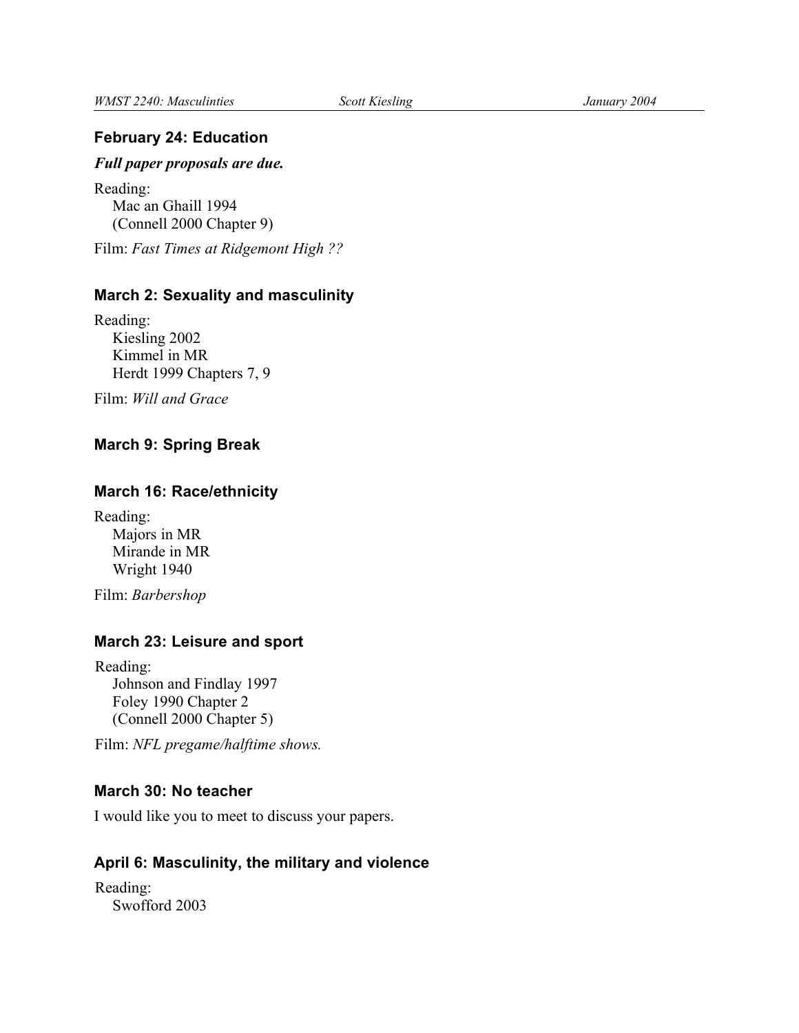## February 24: Education

***Full paper proposals are due.***

Reading:
- Mac an Ghaill 1994
- (Connell 2000 Chapter 9)

Film: *Fast Times at Ridgemont High ??*

## March 2: Sexuality and masculinity

Reading:
- Kiesling 2002
- Kimmel in MR
- Herdt 1999 Chapters 7, 9

Film: *Will and Grace*

## March 9: Spring Break

## March 16: Race/ethnicity

Reading:
- Majors in MR
- Mirande in MR
- Wright 1940

Film: *Barbershop*

## March 23: Leisure and sport

Reading:
- Johnson and Findlay 1997
- Foley 1990 Chapter 2
- (Connell 2000 Chapter 5)

Film: *NFL pregame/halftime shows.*

## March 30: No teacher

I would like you to meet to discuss your papers.

## April 6: Masculinity, the military and violence

Reading:
- Swofford 2003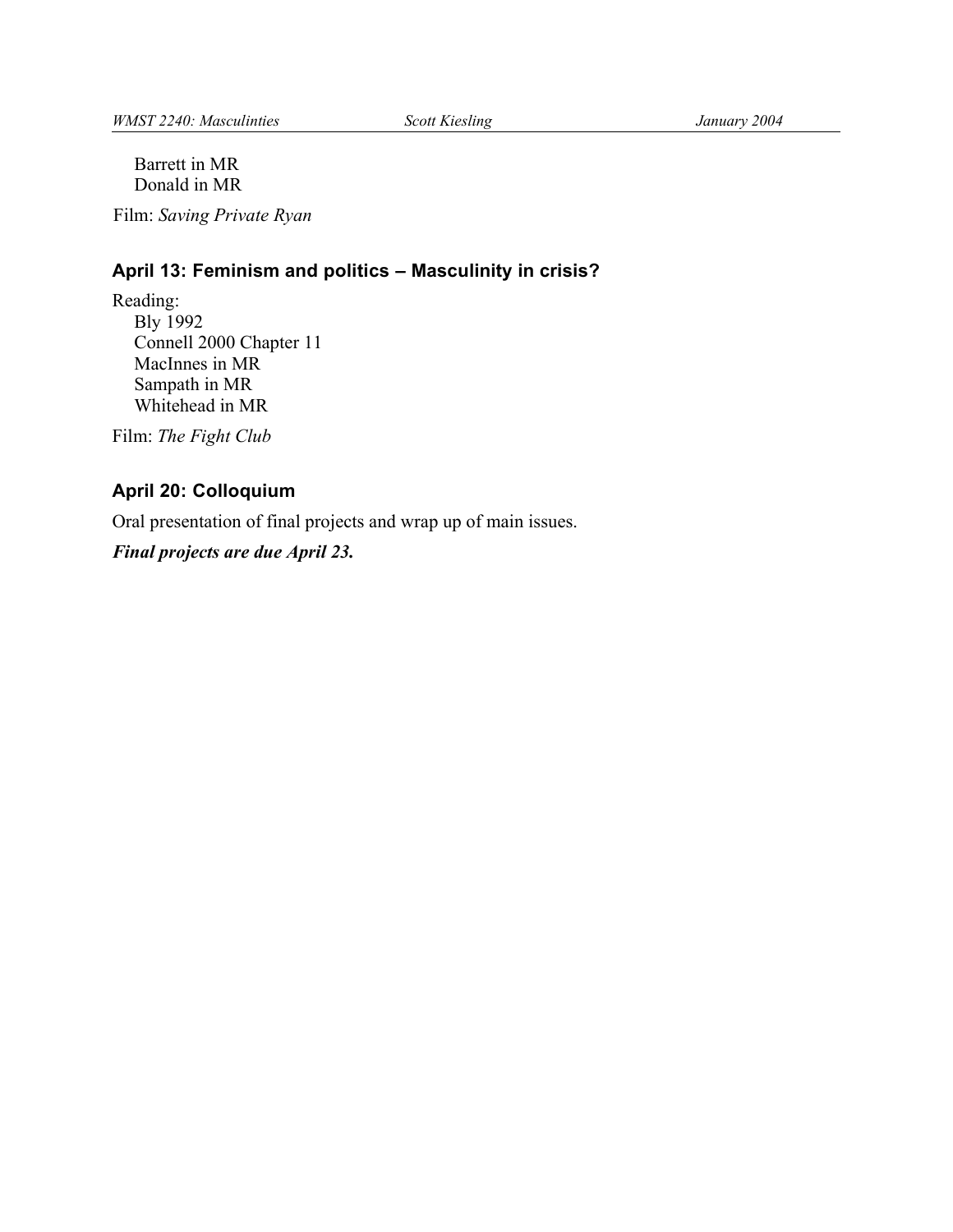Barrett in MR
Donald in MR

Film: *Saving Private Ryan*

### April 13: Feminism and politics – Masculinity in crisis?

Reading:
Bly 1992
Connell 2000 Chapter 11
MacInnes in MR
Sampath in MR
Whitehead in MR

Film: *The Fight Club*

### April 20: Colloquium

Oral presentation of final projects and wrap up of main issues.

***Final projects are due April 23.***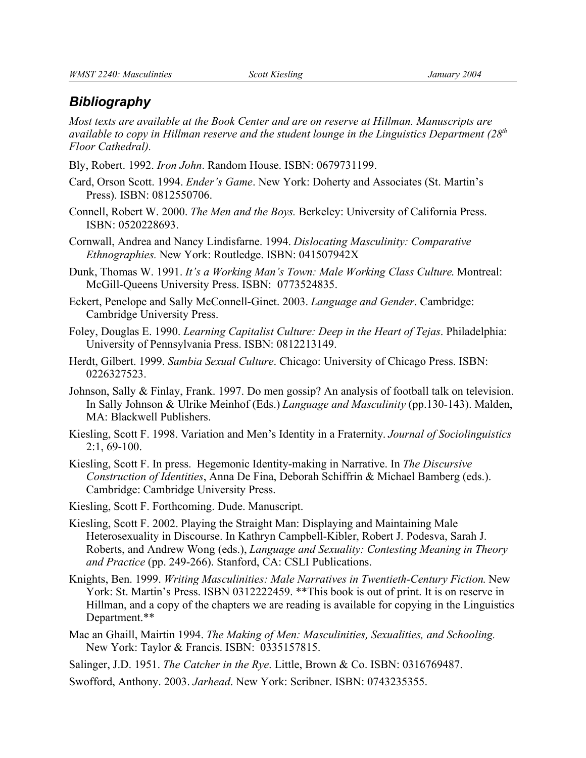## Bibliography

*Most texts are available at the Book Center and are on reserve at Hillman. Manuscripts are available to copy in Hillman reserve and the student lounge in the Linguistics Department (28th Floor Cathedral).*

Bly, Robert. 1992. *Iron John*. Random House. ISBN: 0679731199.

Card, Orson Scott. 1994. *Ender's Game*. New York: Doherty and Associates (St. Martin's Press). ISBN: 0812550706.

Connell, Robert W. 2000. *The Men and the Boys.* Berkeley: University of California Press. ISBN: 0520228693.

Cornwall, Andrea and Nancy Lindisfarne. 1994. *Dislocating Masculinity: Comparative Ethnographies.* New York: Routledge. ISBN: 041507942X

Dunk, Thomas W. 1991. *It's a Working Man's Town: Male Working Class Culture.* Montreal: McGill-Queens University Press. ISBN: 0773524835.

Eckert, Penelope and Sally McConnell-Ginet. 2003. *Language and Gender*. Cambridge: Cambridge University Press.

Foley, Douglas E. 1990. *Learning Capitalist Culture: Deep in the Heart of Tejas*. Philadelphia: University of Pennsylvania Press. ISBN: 0812213149.

Herdt, Gilbert. 1999. *Sambia Sexual Culture*. Chicago: University of Chicago Press. ISBN: 0226327523.

Johnson, Sally & Finlay, Frank. 1997. Do men gossip? An analysis of football talk on television. In Sally Johnson & Ulrike Meinhof (Eds.) *Language and Masculinity* (pp.130-143). Malden, MA: Blackwell Publishers.

Kiesling, Scott F. 1998. Variation and Men's Identity in a Fraternity. *Journal of Sociolinguistics* 2:1, 69-100.

Kiesling, Scott F. In press. Hegemonic Identity-making in Narrative. In *The Discursive Construction of Identities*, Anna De Fina, Deborah Schiffrin & Michael Bamberg (eds.). Cambridge: Cambridge University Press.

Kiesling, Scott F. Forthcoming. Dude. Manuscript.

Kiesling, Scott F. 2002. Playing the Straight Man: Displaying and Maintaining Male Heterosexuality in Discourse. In Kathryn Campbell-Kibler, Robert J. Podesva, Sarah J. Roberts, and Andrew Wong (eds.), *Language and Sexuality: Contesting Meaning in Theory and Practice* (pp. 249-266). Stanford, CA: CSLI Publications.

Knights, Ben. 1999. *Writing Masculinities: Male Narratives in Twentieth-Century Fiction.* New York: St. Martin's Press. ISBN 0312222459. **This book is out of print. It is on reserve in Hillman, and a copy of the chapters we are reading is available for copying in the Linguistics Department.**

Mac an Ghaill, Mairtin 1994. *The Making of Men: Masculinities, Sexualities, and Schooling.* New York: Taylor & Francis. ISBN: 0335157815.

Salinger, J.D. 1951. *The Catcher in the Rye*. Little, Brown & Co. ISBN: 0316769487.

Swofford, Anthony. 2003. *Jarhead*. New York: Scribner. ISBN: 0743235355.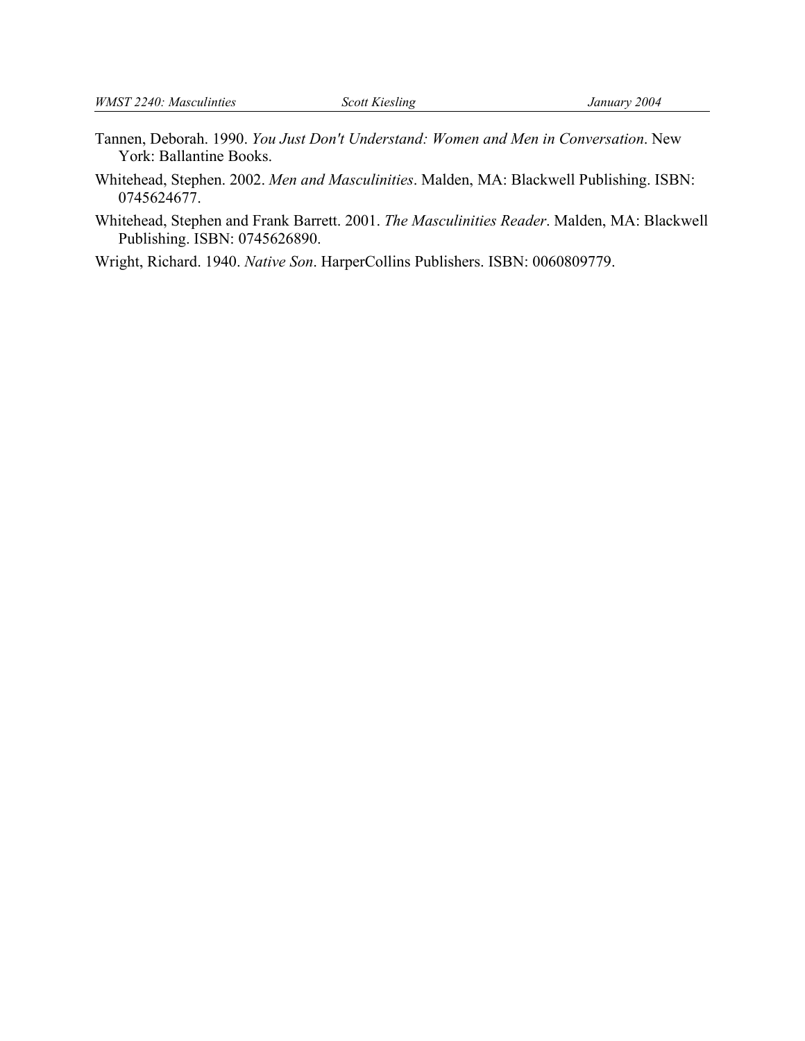Tannen, Deborah. 1990. *You Just Don't Understand: Women and Men in Conversation*. New York: Ballantine Books.

Whitehead, Stephen. 2002. *Men and Masculinities*. Malden, MA: Blackwell Publishing. ISBN: 0745624677.

Whitehead, Stephen and Frank Barrett. 2001. *The Masculinities Reader*. Malden, MA: Blackwell Publishing. ISBN: 0745626890.

Wright, Richard. 1940. *Native Son*. HarperCollins Publishers. ISBN: 0060809779.